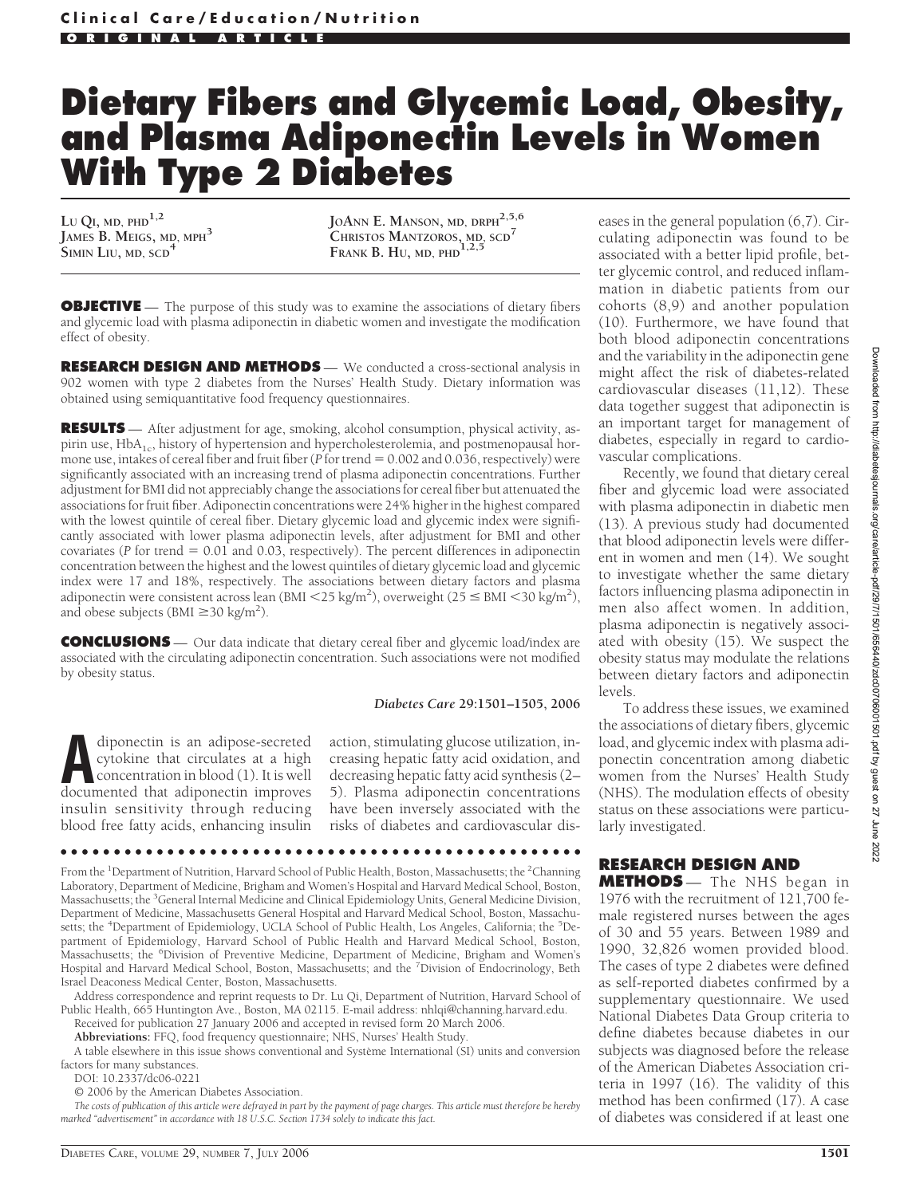Clinical Care/Education/Nutrition

ORIGINAL ARTICLE

# Dietary Fibers and Glycemic Load, Obesity, and Plasma Adiponectin Levels in Women With Type 2 Diabetes

LU QI, MD, PHD[1,2]
JAMES B. MEIGS, MD, MPH[3]
SIMIN LIU, MD, SCD[4]
JOANN E. MANSON, MD, DRPH[2,5,6]
CHRISTOS MANTZOROS, MD, SCD[7]
FRANK B. HU, MD, PHD[1,2,5]

**OBJECTIVE** — The purpose of this study was to examine the associations of dietary fibers and glycemic load with plasma adiponectin in diabetic women and investigate the modification effect of obesity.

**RESEARCH DESIGN AND METHODS** — We conducted a cross-sectional analysis in 902 women with type 2 diabetes from the Nurses' Health Study. Dietary information was obtained using semiquantitative food frequency questionnaires.

**RESULTS** — After adjustment for age, smoking, alcohol consumption, physical activity, aspirin use, $HbA_{1c}$, history of hypertension and hypercholesterolemia, and postmenopausal hormone use, intakes of cereal fiber and fruit fiber ($P$ for trend = 0.002 and 0.036, respectively) were significantly associated with an increasing trend of plasma adiponectin concentrations. Further adjustment for BMI did not appreciably change the associations for cereal fiber but attenuated the associations for fruit fiber. Adiponectin concentrations were 24% higher in the highest compared with the lowest quintile of cereal fiber. Dietary glycemic load and glycemic index were significantly associated with lower plasma adiponectin levels, after adjustment for BMI and other covariates ($P$ for trend = 0.01 and 0.03, respectively). The percent differences in adiponectin concentration between the highest and the lowest quintiles of dietary glycemic load and glycemic index were 17 and 18%, respectively. The associations between dietary factors and plasma adiponectin were consistent across lean (BMI $<25$ kg/m$^2$), overweight ($25 \leq$ BMI $<30$ kg/m$^2$), and obese subjects (BMI $\geq 30$ kg/m$^2$).

**CONCLUSIONS** — Our data indicate that dietary cereal fiber and glycemic load/index are associated with the circulating adiponectin concentration. Such associations were not modified by obesity status.

*Diabetes Care* **29:1501–1505, 2006**

Adiponectin is an adipose-secreted cytokine that circulates at a high concentration in blood (1). It is well documented that adiponectin improves insulin sensitivity through reducing blood free fatty acids, enhancing insulin action, stimulating glucose utilization, increasing hepatic fatty acid oxidation, and decreasing hepatic fatty acid synthesis (2–5). Plasma adiponectin concentrations have been inversely associated with the risks of diabetes and cardiovascular diseases in the general population (6,7). Circulating adiponectin was found to be associated with a better lipid profile, better glycemic control, and reduced inflammation in diabetic patients from our cohorts (8,9) and another population (10). Furthermore, we have found that both blood adiponectin concentrations and the variability in the adiponectin gene might affect the risk of diabetes-related cardiovascular diseases (11,12). These data together suggest that adiponectin is an important target for management of diabetes, especially in regard to cardiovascular complications.

Recently, we found that dietary cereal fiber and glycemic load were associated with plasma adiponectin in diabetic men (13). A previous study had documented that blood adiponectin levels were different in women and men (14). We sought to investigate whether the same dietary factors influencing plasma adiponectin in men also affect women. In addition, plasma adiponectin is negatively associated with obesity (15). We suspect the obesity status may modulate the relations between dietary factors and adiponectin levels.

To address these issues, we examined the associations of dietary fibers, glycemic load, and glycemic index with plasma adiponectin concentration among diabetic women from the Nurses' Health Study (NHS). The modulation effects of obesity status on these associations were particularly investigated.

From the [1]Department of Nutrition, Harvard School of Public Health, Boston, Massachusetts; the [2]Channing Laboratory, Department of Medicine, Brigham and Women's Hospital and Harvard Medical School, Boston, Massachusetts; the [3]General Internal Medicine and Clinical Epidemiology Units, General Medicine Division, Department of Medicine, Massachusetts General Hospital and Harvard Medical School, Boston, Massachusetts; the [4]Department of Epidemiology, UCLA School of Public Health, Los Angeles, California; the [5]Department of Epidemiology, Harvard School of Public Health and Harvard Medical School, Boston, Massachusetts; the [6]Division of Preventive Medicine, Department of Medicine, Brigham and Women's Hospital and Harvard Medical School, Boston, Massachusetts; and the [7]Division of Endocrinology, Beth Israel Deaconess Medical Center, Boston, Massachusetts.

Address correspondence and reprint requests to Dr. Lu Qi, Department of Nutrition, Harvard School of Public Health, 665 Huntington Ave., Boston, MA 02115. E-mail address: nhlqi@channing.harvard.edu.

Received for publication 27 January 2006 and accepted in revised form 20 March 2006.

**Abbreviations:** FFQ, food frequency questionnaire; NHS, Nurses' Health Study.

A table elsewhere in this issue shows conventional and Système International (SI) units and conversion factors for many substances.

DOI: 10.2337/dc06-0221

© 2006 by the American Diabetes Association.

*The costs of publication of this article were defrayed in part by the payment of page charges. This article must therefore be hereby marked "advertisement" in accordance with 18 U.S.C. Section 1734 solely to indicate this fact.*

## RESEARCH DESIGN AND METHODS

The NHS began in 1976 with the recruitment of 121,700 female registered nurses between the ages of 30 and 55 years. Between 1989 and 1990, 32,826 women provided blood. The cases of type 2 diabetes were defined as self-reported diabetes confirmed by a supplementary questionnaire. We used National Diabetes Data Group criteria to define diabetes because diabetes in our subjects was diagnosed before the release of the American Diabetes Association criteria in 1997 (16). The validity of this method has been confirmed (17). A case of diabetes was considered if at least one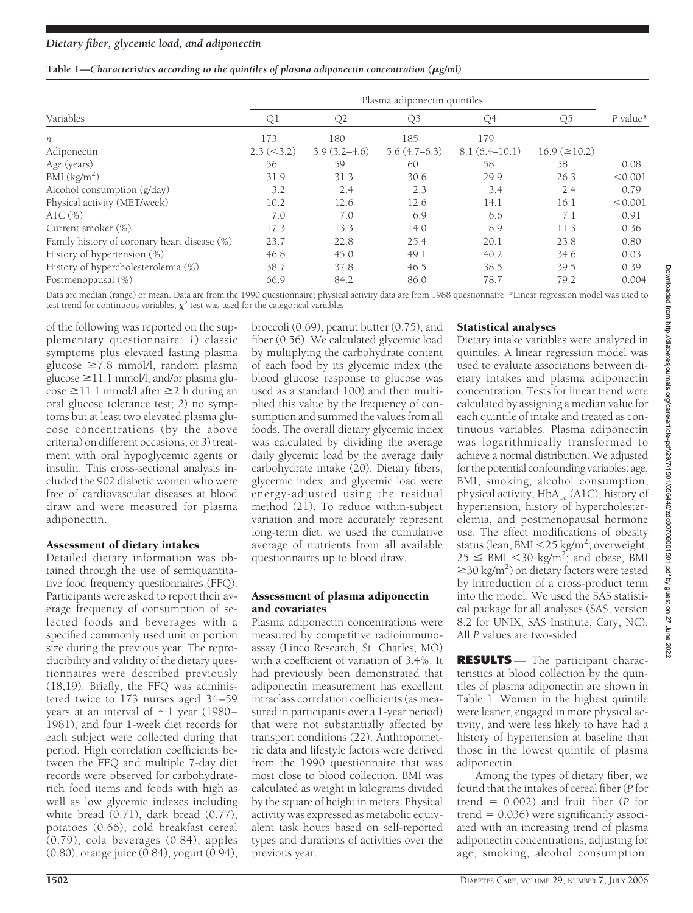**Table 1—Characteristics according to the quintiles of plasma adiponectin concentration (μg/ml)**

| Variables | Plasma adiponectin quintiles | | | | | P value* |
|---|---|---|---|---|---|---|
| | Q1 | Q2 | Q3 | Q4 | Q5 | |
| $n$ | 173 | 180 | 185 | 179 | | |
| Adiponectin | 2.3 (<3.2) | 3.9 (3.2–4.6) | 5.6 (4.7–6.3) | 8.1 (6.4–10.1) | 16.9 (≥10.2) | |
| Age (years) | 56 | 59 | 60 | 58 | 58 | 0.08 |
| BMI ($kg/m^2$) | 31.9 | 31.3 | 30.6 | 29.9 | 26.3 | <0.001 |
| Alcohol consumption (g/day) | 3.2 | 2.4 | 2.3 | 3.4 | 2.4 | 0.79 |
| Physical activity (MET/week) | 10.2 | 12.6 | 12.6 | 14.1 | 16.1 | <0.001 |
| A1C (%) | 7.0 | 7.0 | 6.9 | 6.6 | 7.1 | 0.91 |
| Current smoker (%) | 17.3 | 13.3 | 14.0 | 8.9 | 11.3 | 0.36 |
| Family history of coronary heart disease (%) | 23.7 | 22.8 | 25.4 | 20.1 | 23.8 | 0.80 |
| History of hypertension (%) | 46.8 | 45.0 | 49.1 | 40.2 | 34.6 | 0.03 |
| History of hypercholesterolemia (%) | 38.7 | 37.8 | 46.5 | 38.5 | 39.5 | 0.39 |
| Postmenopausal (%) | 66.9 | 84.2 | 86.0 | 78.7 | 79.2 | 0.004 |

Data are median (range) or mean. Data are from the 1990 questionnaire; physical activity data are from 1988 questionnaire. *Linear regression model was used to test trend for continuous variables; $\chi^2$ test was used for the categorical variables.

of the following was reported on the supplementary questionnaire: *1*) classic symptoms plus elevated fasting plasma glucose ≥7.8 mmol/l, random plasma glucose ≥11.1 mmol/l, and/or plasma glucose ≥11.1 mmol/l after ≥2 h during an oral glucose tolerance test; *2*) no symptoms but at least two elevated plasma glucose concentrations (by the above criteria) on different occasions; or *3*) treatment with oral hypoglycemic agents or insulin. This cross-sectional analysis included the 902 diabetic women who were free of cardiovascular diseases at blood draw and were measured for plasma adiponectin.

### Assessment of dietary intakes

Detailed dietary information was obtained through the use of semiquantitative food frequency questionnaires (FFQ). Participants were asked to report their average frequency of consumption of selected foods and beverages with a specified commonly used unit or portion size during the previous year. The reproducibility and validity of the dietary questionnaires were described previously (18,19). Briefly, the FFQ was administered twice to 173 nurses aged 34–59 years at an interval of ~1 year (1980–1981), and four 1-week diet records for each subject were collected during that period. High correlation coefficients between the FFQ and multiple 7-day diet records were observed for carbohydrate-rich food items and foods with high as well as low glycemic indexes including white bread (0.71), dark bread (0.77), potatoes (0.66), cold breakfast cereal (0.79), cola beverages (0.84), apples (0.80), orange juice (0.84), yogurt (0.94), broccoli (0.69), peanut butter (0.75), and fiber (0.56). We calculated glycemic load by multiplying the carbohydrate content of each food by its glycemic index (the blood glucose response to glucose was used as a standard 100) and then multiplied this value by the frequency of consumption and summed the values from all foods. The overall dietary glycemic index was calculated by dividing the average daily glycemic load by the average daily carbohydrate intake (20). Dietary fibers, glycemic index, and glycemic load were energy-adjusted using the residual method (21). To reduce within-subject variation and more accurately represent long-term diet, we used the cumulative average of nutrients from all available questionnaires up to blood draw.

### Assessment of plasma adiponectin and covariates

Plasma adiponectin concentrations were measured by competitive radioimmunoassay (Linco Research, St. Charles, MO) with a coefficient of variation of 3.4%. It had previously been demonstrated that adiponectin measurement has excellent intraclass correlation coefficients (as measured in participants over a 1-year period) that were not substantially affected by transport conditions (22). Anthropometric data and lifestyle factors were derived from the 1990 questionnaire that was most close to blood collection. BMI was calculated as weight in kilograms divided by the square of height in meters. Physical activity was expressed as metabolic equivalent task hours based on self-reported types and durations of activities over the previous year.

### Statistical analyses

Dietary intake variables were analyzed in quintiles. A linear regression model was used to evaluate associations between dietary intakes and plasma adiponectin concentration. Tests for linear trend were calculated by assigning a median value for each quintile of intake and treated as continuous variables. Plasma adiponectin was logarithmically transformed to achieve a normal distribution. We adjusted for the potential confounding variables: age, BMI, smoking, alcohol consumption, physical activity, $HbA_{1c}$ (A1C), history of hypertension, history of hypercholesterolemia, and postmenopausal hormone use. The effect modifications of obesity status (lean, BMI <25 $kg/m^2$; overweight, 25 ≤ BMI <30 $kg/m^2$; and obese, BMI ≥30 $kg/m^2$) on dietary factors were tested by introduction of a cross-product term into the model. We used the SAS statistical package for all analyses (SAS, version 8.2 for UNIX; SAS Institute, Cary, NC). All P values are two-sided.

## RESULTS

The participant characteristics at blood collection by the quintiles of plasma adiponectin are shown in Table 1. Women in the highest quintile were leaner, engaged in more physical activity, and were less likely to have had a history of hypertension at baseline than those in the lowest quintile of plasma adiponectin.

Among the types of dietary fiber, we found that the intakes of cereal fiber (*P* for trend = 0.002) and fruit fiber (*P* for trend = 0.036) were significantly associated with an increasing trend of plasma adiponectin concentrations, adjusting for age, smoking, alcohol consumption,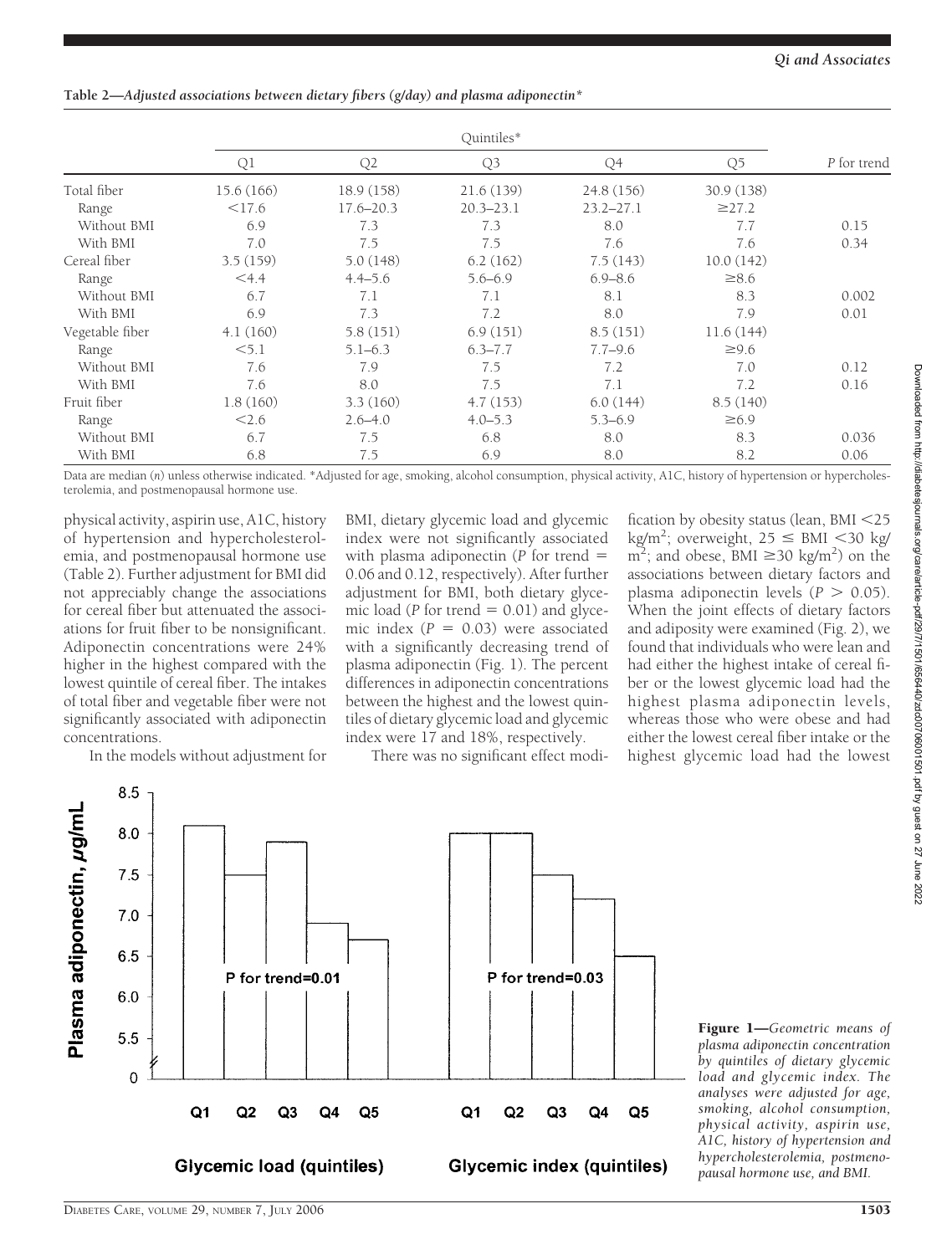**Table 2—Adjusted associations between dietary fibers (g/day) and plasma adiponectin***

| | Quintiles* | | | | | |
|---|---|---|---|---|---|---|
| | Q1 | Q2 | Q3 | Q4 | Q5 | *P* for trend |
| Total fiber | 15.6 (166) | 18.9 (158) | 21.6 (139) | 24.8 (156) | 30.9 (138) | |
| Range | <17.6 | 17.6–20.3 | 20.3–23.1 | 23.2–27.1 | ≥27.2 | |
| Without BMI | 6.9 | 7.3 | 7.3 | 8.0 | 7.7 | 0.15 |
| With BMI | 7.0 | 7.5 | 7.5 | 7.6 | 7.6 | 0.34 |
| Cereal fiber | 3.5 (159) | 5.0 (148) | 6.2 (162) | 7.5 (143) | 10.0 (142) | |
| Range | <4.4 | 4.4–5.6 | 5.6–6.9 | 6.9–8.6 | ≥8.6 | |
| Without BMI | 6.7 | 7.1 | 7.1 | 8.1 | 8.3 | 0.002 |
| With BMI | 6.9 | 7.3 | 7.2 | 8.0 | 7.9 | 0.01 |
| Vegetable fiber | 4.1 (160) | 5.8 (151) | 6.9 (151) | 8.5 (151) | 11.6 (144) | |
| Range | <5.1 | 5.1–6.3 | 6.3–7.7 | 7.7–9.6 | ≥9.6 | |
| Without BMI | 7.6 | 7.9 | 7.5 | 7.2 | 7.0 | 0.12 |
| With BMI | 7.6 | 8.0 | 7.5 | 7.1 | 7.2 | 0.16 |
| Fruit fiber | 1.8 (160) | 3.3 (160) | 4.7 (153) | 6.0 (144) | 8.5 (140) | |
| Range | <2.6 | 2.6–4.0 | 4.0–5.3 | 5.3–6.9 | ≥6.9 | |
| Without BMI | 6.7 | 7.5 | 6.8 | 8.0 | 8.3 | 0.036 |
| With BMI | 6.8 | 7.5 | 6.9 | 8.0 | 8.2 | 0.06 |

Data are median (*n*) unless otherwise indicated. *Adjusted for age, smoking, alcohol consumption, physical activity, A1C, history of hypertension or hypercholesterolemia, and postmenopausal hormone use.

physical activity, aspirin use, A1C, history of hypertension and hypercholesterolemia, and postmenopausal hormone use (Table 2). Further adjustment for BMI did not appreciably change the associations for cereal fiber but attenuated the associations for fruit fiber to be nonsignificant. Adiponectin concentrations were 24% higher in the highest compared with the lowest quintile of cereal fiber. The intakes of total fiber and vegetable fiber were not significantly associated with adiponectin concentrations.

In the models without adjustment for BMI, dietary glycemic load and glycemic index were not significantly associated with plasma adiponectin (*P* for trend = 0.06 and 0.12, respectively). After further adjustment for BMI, both dietary glycemic load (*P* for trend = 0.01) and glycemic index (*P* = 0.03) were associated with a significantly decreasing trend of plasma adiponectin (Fig. 1). The percent differences in adiponectin concentrations between the highest and the lowest quintiles of dietary glycemic load and glycemic index were 17 and 18%, respectively.

There was no significant effect modification by obesity status (lean, BMI <25 kg/m$^2$; overweight, 25 ≤ BMI <30 kg/m$^2$; and obese, BMI ≥30 kg/m$^2$) on the associations between dietary factors and plasma adiponectin levels ($P > 0.05$). When the joint effects of dietary factors and adiposity were examined (Fig. 2), we found that individuals who were lean and had either the highest intake of cereal fiber or the lowest glycemic load had the highest plasma adiponectin levels, whereas those who were obese and had either the lowest cereal fiber intake or the highest glycemic load had the lowest

**Figure 1**—*Geometric means of plasma adiponectin concentration by quintiles of dietary glycemic load and glycemic index. The analyses were adjusted for age, smoking, alcohol consumption, physical activity, aspirin use, A1C, history of hypertension and hypercholesterolemia, postmenopausal hormone use, and BMI.*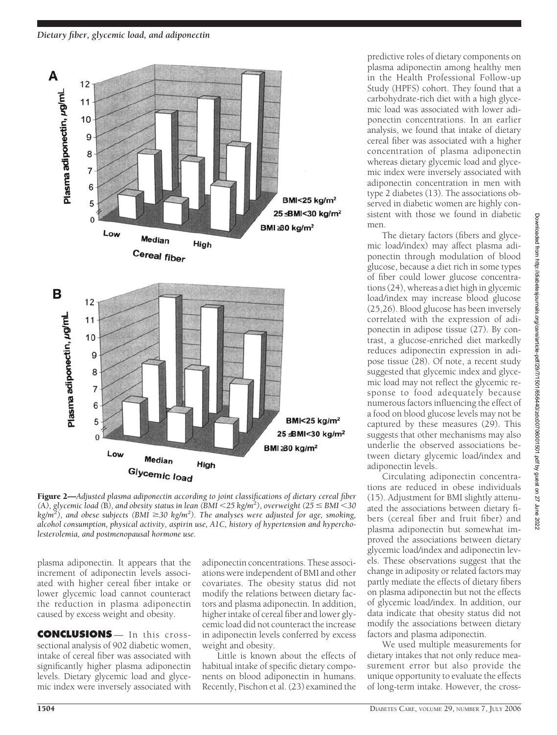Figure 2—*Adjusted plasma adiponectin according to joint classifications of dietary cereal fiber (A), glycemic load (B), and obesity status in lean (BMI <25 kg/m²), overweight (25 ≤ BMI <30 kg/m²), and obese subjects (BMI ≥30 kg/m²). The analyses were adjusted for age, smoking, alcohol consumption, physical activity, aspirin use, A1C, history of hypertension and hypercholesterolemia, and postmenopausal hormone use.*

plasma adiponectin. It appears that the increment of adiponectin levels associated with higher cereal fiber intake or lower glycemic load cannot counteract the reduction in plasma adiponectin caused by excess weight and obesity.

## CONCLUSIONS

In this cross-sectional analysis of 902 diabetic women, intake of cereal fiber was associated with significantly higher plasma adiponectin levels. Dietary glycemic load and glycemic index were inversely associated with adiponectin concentrations. These associations were independent of BMI and other covariates. The obesity status did not modify the relations between dietary factors and plasma adiponectin. In addition, higher intake of cereal fiber and lower glycemic load did not counteract the increase in adiponectin levels conferred by excess weight and obesity.

Little is known about the effects of habitual intake of specific dietary components on blood adiponectin in humans. Recently, Pischon et al. (23) examined the predictive roles of dietary components on plasma adiponectin among healthy men in the Health Professional Follow-up Study (HPFS) cohort. They found that a carbohydrate-rich diet with a high glycemic load was associated with lower adiponectin concentrations. In an earlier analysis, we found that intake of dietary cereal fiber was associated with a higher concentration of plasma adiponectin whereas dietary glycemic load and glycemic index were inversely associated with adiponectin concentration in men with type 2 diabetes (13). The associations observed in diabetic women are highly consistent with those we found in diabetic men.

The dietary factors (fibers and glycemic load/index) may affect plasma adiponectin through modulation of blood glucose, because a diet rich in some types of fiber could lower glucose concentrations (24), whereas a diet high in glycemic load/index may increase blood glucose (25,26). Blood glucose has been inversely correlated with the expression of adiponectin in adipose tissue (27). By contrast, a glucose-enriched diet markedly reduces adiponectin expression in adipose tissue (28). Of note, a recent study suggested that glycemic index and glycemic load may not reflect the glycemic response to food adequately because numerous factors influencing the effect of a food on blood glucose levels may not be captured by these measures (29). This suggests that other mechanisms may also underlie the observed associations between dietary glycemic load/index and adiponectin levels.

Circulating adiponectin concentrations are reduced in obese individuals (15). Adjustment for BMI slightly attenuated the associations between dietary fibers (cereal fiber and fruit fiber) and plasma adiponectin but somewhat improved the associations between dietary glycemic load/index and adiponectin levels. These observations suggest that the change in adiposity or related factors may partly mediate the effects of dietary fibers on plasma adiponectin but not the effects of glycemic load/index. In addition, our data indicate that obesity status did not modify the associations between dietary factors and plasma adiponectin.

We used multiple measurements for dietary intakes that not only reduce measurement error but also provide the unique opportunity to evaluate the effects of long-term intake. However, the cross-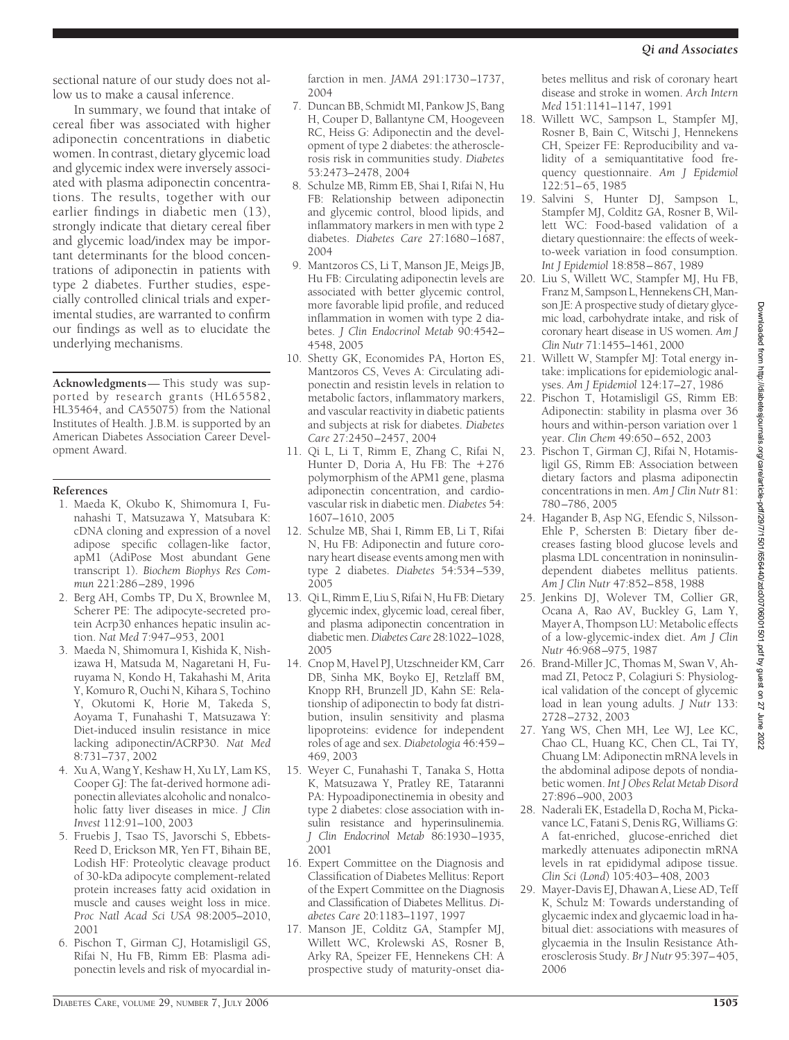sectional nature of our study does not allow us to make a causal inference.

In summary, we found that intake of cereal fiber was associated with higher adiponectin concentrations in diabetic women. In contrast, dietary glycemic load and glycemic index were inversely associated with plasma adiponectin concentrations. The results, together with our earlier findings in diabetic men (13), strongly indicate that dietary cereal fiber and glycemic load/index may be important determinants for the blood concentrations of adiponectin in patients with type 2 diabetes. Further studies, especially controlled clinical trials and experimental studies, are warranted to confirm our findings as well as to elucidate the underlying mechanisms.

**Acknowledgments**— This study was supported by research grants (HL65582, HL35464, and CA55075) from the National Institutes of Health. J.B.M. is supported by an American Diabetes Association Career Development Award.

## References

1. Maeda K, Okubo K, Shimomura I, Funahashi T, Matsuzawa Y, Matsubara K: cDNA cloning and expression of a novel adipose specific collagen-like factor, apM1 (AdiPose Most abundant Gene transcript 1). *Biochem Biophys Res Commun* 221:286–289, 1996
2. Berg AH, Combs TP, Du X, Brownlee M, Scherer PE: The adipocyte-secreted protein Acrp30 enhances hepatic insulin action. *Nat Med* 7:947–953, 2001
3. Maeda N, Shimomura I, Kishida K, Nishizawa H, Matsuda M, Nagaretani H, Furuyama N, Kondo H, Takahashi M, Arita Y, Komuro R, Ouchi N, Kihara S, Tochino Y, Okutomi K, Horie M, Takeda S, Aoyama T, Funahashi T, Matsuzawa Y: Diet-induced insulin resistance in mice lacking adiponectin/ACRP30. *Nat Med* 8:731–737, 2002
4. Xu A, Wang Y, Keshaw H, Xu LY, Lam KS, Cooper GJ: The fat-derived hormone adiponectin alleviates alcoholic and nonalcoholic fatty liver diseases in mice. *J Clin Invest* 112:91–100, 2003
5. Fruebis J, Tsao TS, Javorschi S, Ebbets-Reed D, Erickson MR, Yen FT, Bihain BE, Lodish HF: Proteolytic cleavage product of 30-kDa adipocyte complement-related protein increases fatty acid oxidation in muscle and causes weight loss in mice. *Proc Natl Acad Sci USA* 98:2005–2010, 2001
6. Pischon T, Girman CJ, Hotamisligil GS, Rifai N, Hu FB, Rimm EB: Plasma adiponectin levels and risk of myocardial infarction in men. *JAMA* 291:1730–1737, 2004
7. Duncan BB, Schmidt MI, Pankow JS, Bang H, Couper D, Ballantyne CM, Hoogeveen RC, Heiss G: Adiponectin and the development of type 2 diabetes: the atherosclerosis risk in communities study. *Diabetes* 53:2473–2478, 2004
8. Schulze MB, Rimm EB, Shai I, Rifai N, Hu FB: Relationship between adiponectin and glycemic control, blood lipids, and inflammatory markers in men with type 2 diabetes. *Diabetes Care* 27:1680–1687, 2004
9. Mantzoros CS, Li T, Manson JE, Meigs JB, Hu FB: Circulating adiponectin levels are associated with better glycemic control, more favorable lipid profile, and reduced inflammation in women with type 2 diabetes. *J Clin Endocrinol Metab* 90:4542–4548, 2005
10. Shetty GK, Economides PA, Horton ES, Mantzoros CS, Veves A: Circulating adiponectin and resistin levels in relation to metabolic factors, inflammatory markers, and vascular reactivity in diabetic patients and subjects at risk for diabetes. *Diabetes Care* 27:2450–2457, 2004
11. Qi L, Li T, Rimm E, Zhang C, Rifai N, Hunter D, Doria A, Hu FB: The +276 polymorphism of the APM1 gene, plasma adiponectin concentration, and cardiovascular risk in diabetic men. *Diabetes* 54:1607–1610, 2005
12. Schulze MB, Shai I, Rimm EB, Li T, Rifai N, Hu FB: Adiponectin and future coronary heart disease events among men with type 2 diabetes. *Diabetes* 54:534–539, 2005
13. Qi L, Rimm E, Liu S, Rifai N, Hu FB: Dietary glycemic index, glycemic load, cereal fiber, and plasma adiponectin concentration in diabetic men. *Diabetes Care* 28:1022–1028, 2005
14. Cnop M, Havel PJ, Utzschneider KM, Carr DB, Sinha MK, Boyko EJ, Retzlaff BM, Knopp RH, Brunzell JD, Kahn SE: Relationship of adiponectin to body fat distribution, insulin sensitivity and plasma lipoproteins: evidence for independent roles of age and sex. *Diabetologia* 46:459–469, 2003
15. Weyer C, Funahashi T, Tanaka S, Hotta K, Matsuzawa Y, Pratley RE, Tataranni PA: Hypoadiponectinemia in obesity and type 2 diabetes: close association with insulin resistance and hyperinsulinemia. *J Clin Endocrinol Metab* 86:1930–1935, 2001
16. Expert Committee on the Diagnosis and Classification of Diabetes Mellitus: Report of the Expert Committee on the Diagnosis and Classification of Diabetes Mellitus. *Diabetes Care* 20:1183–1197, 1997
17. Manson JE, Colditz GA, Stampfer MJ, Willett WC, Krolewski AS, Rosner B, Arky RA, Speizer FE, Hennekens CH: A prospective study of maturity-onset diabetes mellitus and risk of coronary heart disease and stroke in women. *Arch Intern Med* 151:1141–1147, 1991
18. Willett WC, Sampson L, Stampfer MJ, Rosner B, Bain C, Witschi J, Hennekens CH, Speizer FE: Reproducibility and validity of a semiquantitative food frequency questionnaire. *Am J Epidemiol* 122:51–65, 1985
19. Salvini S, Hunter DJ, Sampson L, Stampfer MJ, Colditz GA, Rosner B, Willett WC: Food-based validation of a dietary questionnaire: the effects of week-to-week variation in food consumption. *Int J Epidemiol* 18:858–867, 1989
20. Liu S, Willett WC, Stampfer MJ, Hu FB, Franz M, Sampson L, Hennekens CH, Manson JE: A prospective study of dietary glycemic load, carbohydrate intake, and risk of coronary heart disease in US women. *Am J Clin Nutr* 71:1455–1461, 2000
21. Willett W, Stampfer MJ: Total energy intake: implications for epidemiologic analyses. *Am J Epidemiol* 124:17–27, 1986
22. Pischon T, Hotamisligil GS, Rimm EB: Adiponectin: stability in plasma over 36 hours and within-person variation over 1 year. *Clin Chem* 49:650–652, 2003
23. Pischon T, Girman CJ, Rifai N, Hotamisligil GS, Rimm EB: Association between dietary factors and plasma adiponectin concentrations in men. *Am J Clin Nutr* 81:780–786, 2005
24. Hagander B, Asp NG, Efendic S, Nilsson-Ehle P, Schersten B: Dietary fiber decreases fasting blood glucose levels and plasma LDL concentration in noninsulin-dependent diabetes mellitus patients. *Am J Clin Nutr* 47:852–858, 1988
25. Jenkins DJ, Wolever TM, Collier GR, Ocana A, Rao AV, Buckley G, Lam Y, Mayer A, Thompson LU: Metabolic effects of a low-glycemic-index diet. *Am J Clin Nutr* 46:968–975, 1987
26. Brand-Miller JC, Thomas M, Swan V, Ahmad ZI, Petocz P, Colagiuri S: Physiological validation of the concept of glycemic load in lean young adults. *J Nutr* 133:2728–2732, 2003
27. Yang WS, Chen MH, Lee WJ, Lee KC, Chao CL, Huang KC, Chen CL, Tai TY, Chuang LM: Adiponectin mRNA levels in the abdominal adipose depots of nondiabetic women. *Int J Obes Relat Metab Disord* 27:896–900, 2003
28. Naderali EK, Estadella D, Rocha M, Pickavance LC, Fatani S, Denis RG, Williams G: A fat-enriched, glucose-enriched diet markedly attenuates adiponectin mRNA levels in rat epididymal adipose tissue. *Clin Sci (Lond)* 105:403–408, 2003
29. Mayer-Davis EJ, Dhawan A, Liese AD, Teff K, Schulz M: Towards understanding of glycaemic index and glycaemic load in habitual diet: associations with measures of glycaemia in the Insulin Resistance Atherosclerosis Study. *Br J Nutr* 95:397–405, 2006